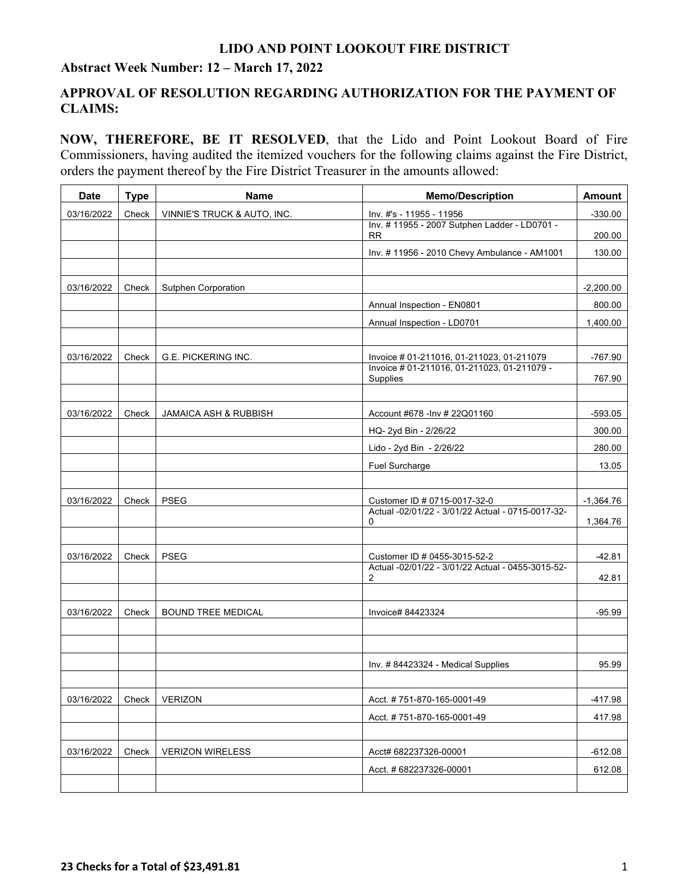# LIDO AND POINT LOOKOUT FIRE DISTRICT

## Abstract Week Number: 12 – March 17, 2022

## APPROVAL OF RESOLUTION REGARDING AUTHORIZATION FOR THE PAYMENT OF CLAIMS:

**NOW, THEREFORE, BE IT RESOLVED**, that the Lido and Point Lookout Board of Fire Commissioners, having audited the itemized vouchers for the following claims against the Fire District, orders the payment thereof by the Fire District Treasurer in the amounts allowed:

| Date | Type | Name | Memo/Description | Amount |
|---|---|---|---|---|
| 03/16/2022 | Check | VINNIE'S TRUCK & AUTO, INC. | Inv. #'s - 11955 - 11956 | -330.00 |
| | | | Inv. # 11955 - 2007 Sutphen Ladder - LD0701 - RR | 200.00 |
| | | | Inv. # 11956 - 2010 Chevy Ambulance - AM1001 | 130.00 |
| | | | | |
| 03/16/2022 | Check | Sutphen Corporation | | -2,200.00 |
| | | | Annual Inspection - EN0801 | 800.00 |
| | | | Annual Inspection - LD0701 | 1,400.00 |
| | | | | |
| 03/16/2022 | Check | G.E. PICKERING INC. | Invoice # 01-211016, 01-211023, 01-211079 | -767.90 |
| | | | Invoice # 01-211016, 01-211023, 01-211079 - Supplies | 767.90 |
| | | | | |
| 03/16/2022 | Check | JAMAICA ASH & RUBBISH | Account #678 -Inv # 22Q01160 | -593.05 |
| | | | HQ- 2yd Bin - 2/26/22 | 300.00 |
| | | | Lido - 2yd Bin - 2/26/22 | 280.00 |
| | | | Fuel Surcharge | 13.05 |
| | | | | |
| 03/16/2022 | Check | PSEG | Customer ID # 0715-0017-32-0 | -1,364.76 |
| | | | Actual -02/01/22 - 3/01/22 Actual - 0715-0017-32-0 | 1,364.76 |
| | | | | |
| 03/16/2022 | Check | PSEG | Customer ID # 0455-3015-52-2 | -42.81 |
| | | | Actual -02/01/22 - 3/01/22 Actual - 0455-3015-52-2 | 42.81 |
| | | | | |
| 03/16/2022 | Check | BOUND TREE MEDICAL | Invoice# 84423324 | -95.99 |
| | | | | |
| | | | | |
| | | | Inv. # 84423324 - Medical Supplies | 95.99 |
| | | | | |
| 03/16/2022 | Check | VERIZON | Acct. # 751-870-165-0001-49 | -417.98 |
| | | | Acct. # 751-870-165-0001-49 | 417.98 |
| | | | | |
| 03/16/2022 | Check | VERIZON WIRELESS | Acct# 682237326-00001 | -612.08 |
| | | | Acct. # 682237326-00001 | 612.08 |
| | | | | |

**23 Checks for a Total of $23,491.81**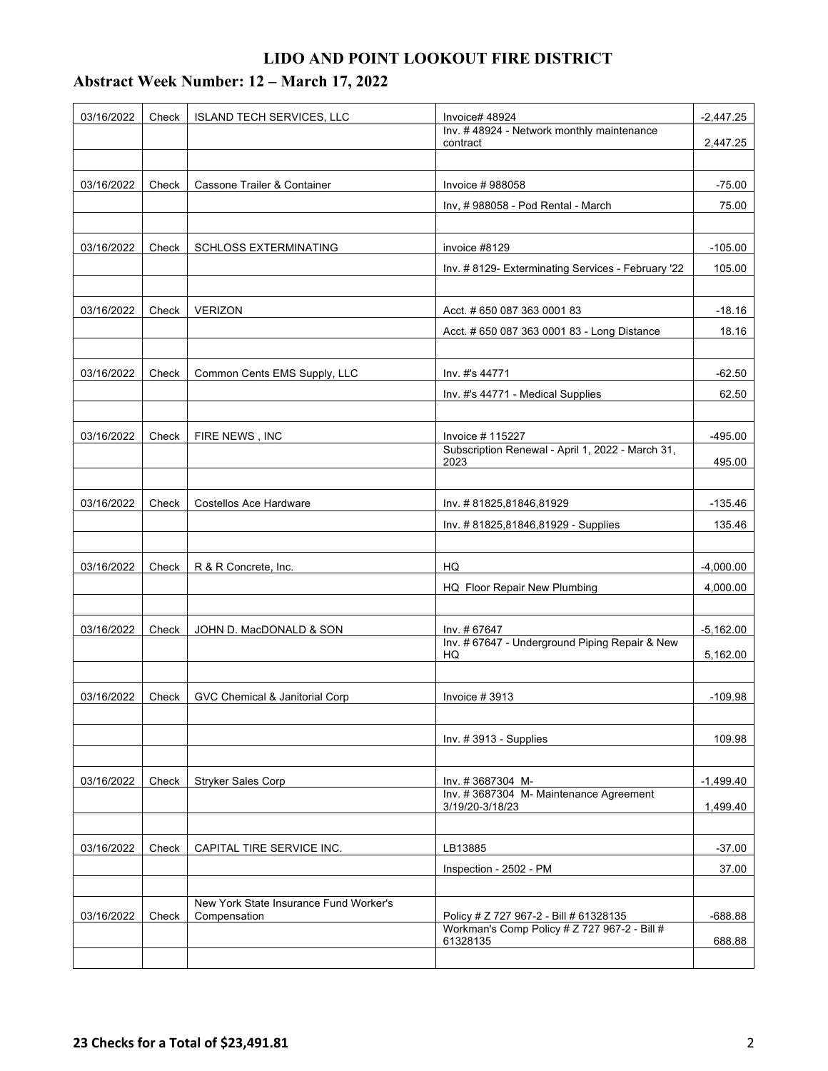# LIDO AND POINT LOOKOUT FIRE DISTRICT

## Abstract Week Number: 12 – March 17, 2022

| Date | Type | Payee | Description | Amount |
|---|---|---|---|---|
| 03/16/2022 | Check | ISLAND TECH SERVICES, LLC | Invoice# 48924 | -2,447.25 |
| | | | Inv. # 48924 - Network monthly maintenance contract | 2,447.25 |
| | | | | |
| 03/16/2022 | Check | Cassone Trailer & Container | Invoice # 988058 | -75.00 |
| | | | Inv, # 988058 - Pod Rental - March | 75.00 |
| | | | | |
| 03/16/2022 | Check | SCHLOSS EXTERMINATING | invoice #8129 | -105.00 |
| | | | Inv. # 8129- Exterminating Services - February '22 | 105.00 |
| | | | | |
| 03/16/2022 | Check | VERIZON | Acct. # 650 087 363 0001 83 | -18.16 |
| | | | Acct. # 650 087 363 0001 83 - Long Distance | 18.16 |
| | | | | |
| 03/16/2022 | Check | Common Cents EMS Supply, LLC | Inv. #'s 44771 | -62.50 |
| | | | Inv. #'s 44771 - Medical Supplies | 62.50 |
| | | | | |
| 03/16/2022 | Check | FIRE NEWS , INC | Invoice # 115227 | -495.00 |
| | | | Subscription Renewal - April 1, 2022 - March 31, 2023 | 495.00 |
| | | | | |
| 03/16/2022 | Check | Costellos Ace Hardware | Inv. # 81825,81846,81929 | -135.46 |
| | | | Inv. # 81825,81846,81929 - Supplies | 135.46 |
| | | | | |
| 03/16/2022 | Check | R & R Concrete, Inc. | HQ | -4,000.00 |
| | | | HQ Floor Repair New Plumbing | 4,000.00 |
| | | | | |
| 03/16/2022 | Check | JOHN D. MacDONALD & SON | Inv. # 67647 | -5,162.00 |
| | | | Inv. # 67647 - Underground Piping Repair & New HQ | 5,162.00 |
| | | | | |
| 03/16/2022 | Check | GVC Chemical & Janitorial Corp | Invoice # 3913 | -109.98 |
| | | | | |
| | | | Inv. # 3913 - Supplies | 109.98 |
| | | | | |
| 03/16/2022 | Check | Stryker Sales Corp | Inv. # 3687304 M- | -1,499.40 |
| | | | Inv. # 3687304 M- Maintenance Agreement 3/19/20-3/18/23 | 1,499.40 |
| | | | | |
| 03/16/2022 | Check | CAPITAL TIRE SERVICE INC. | LB13885 | -37.00 |
| | | | Inspection - 2502 - PM | 37.00 |
| | | | | |
| 03/16/2022 | Check | New York State Insurance Fund Worker's Compensation | Policy # Z 727 967-2 - Bill # 61328135 | -688.88 |
| | | | Workman's Comp Policy # Z 727 967-2 - Bill # 61328135 | 688.88 |
| | | | | |

**23 Checks for a Total of $23,491.81**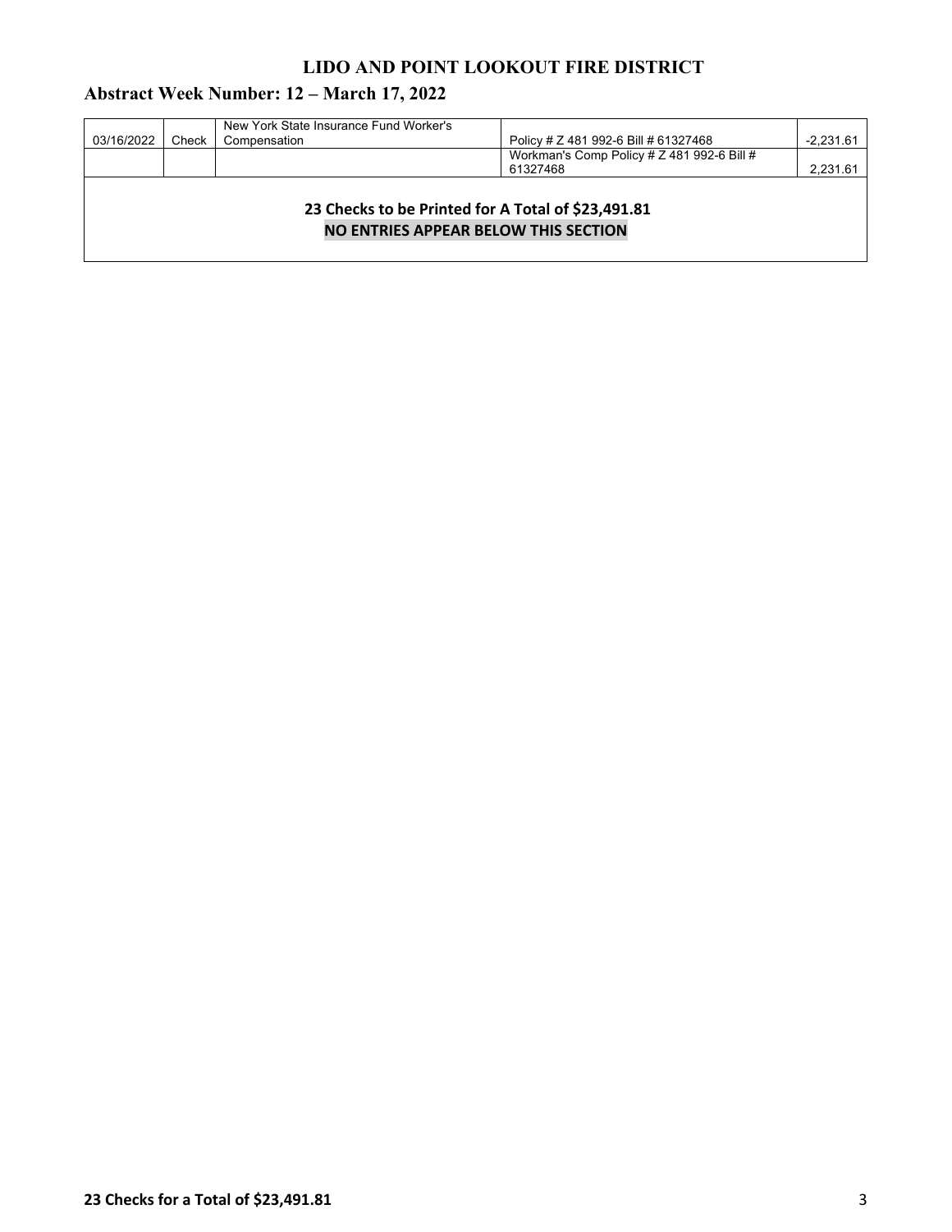## LIDO AND POINT LOOKOUT FIRE DISTRICT

### Abstract Week Number: 12 – March 17, 2022

| | | | | |
|---|---|---|---|---|
| 03/16/2022 | Check | New York State Insurance Fund Worker's Compensation | Policy # Z 481 992-6 Bill # 61327468 | -2,231.61 |
| | | | Workman's Comp Policy # Z 481 992-6 Bill # 61327468 | 2,231.61 |

**23 Checks to be Printed for A Total of $23,491.81**

**NO ENTRIES APPEAR BELOW THIS SECTION**

**23 Checks for a Total of $23,491.81**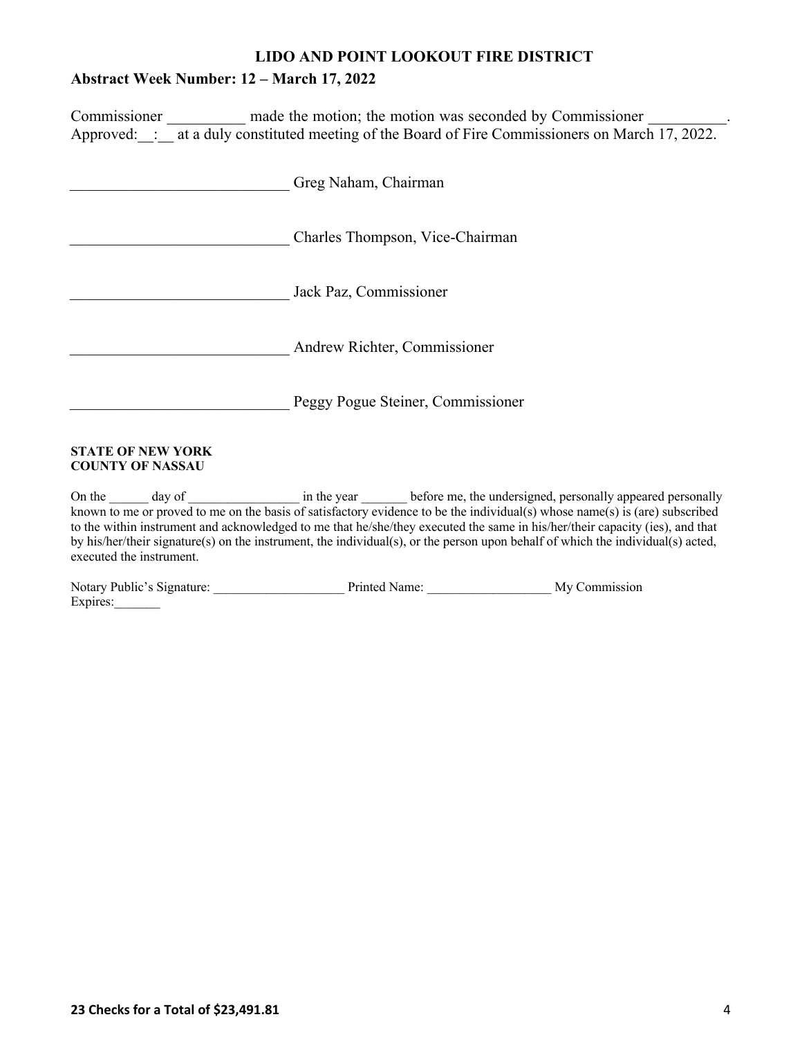**LIDO AND POINT LOOKOUT FIRE DISTRICT**

**Abstract Week Number: 12 – March 17, 2022**

Commissioner __________ made the motion; the motion was seconded by Commissioner __________. Approved:__:__ at a duly constituted meeting of the Board of Fire Commissioners on March 17, 2022.

____________________________ Greg Naham, Chairman

____________________________ Charles Thompson, Vice-Chairman

____________________________ Jack Paz, Commissioner

____________________________ Andrew Richter, Commissioner

____________________________ Peggy Pogue Steiner, Commissioner

**STATE OF NEW YORK**
**COUNTY OF NASSAU**

On the ______ day of _________________ in the year _______ before me, the undersigned, personally appeared personally known to me or proved to me on the basis of satisfactory evidence to be the individual(s) whose name(s) is (are) subscribed to the within instrument and acknowledged to me that he/she/they executed the same in his/her/their capacity (ies), and that by his/her/their signature(s) on the instrument, the individual(s), or the person upon behalf of which the individual(s) acted, executed the instrument.

Notary Public's Signature: ____________________ Printed Name: ___________________ My Commission Expires:_______

**23 Checks for a Total of $23,491.81**